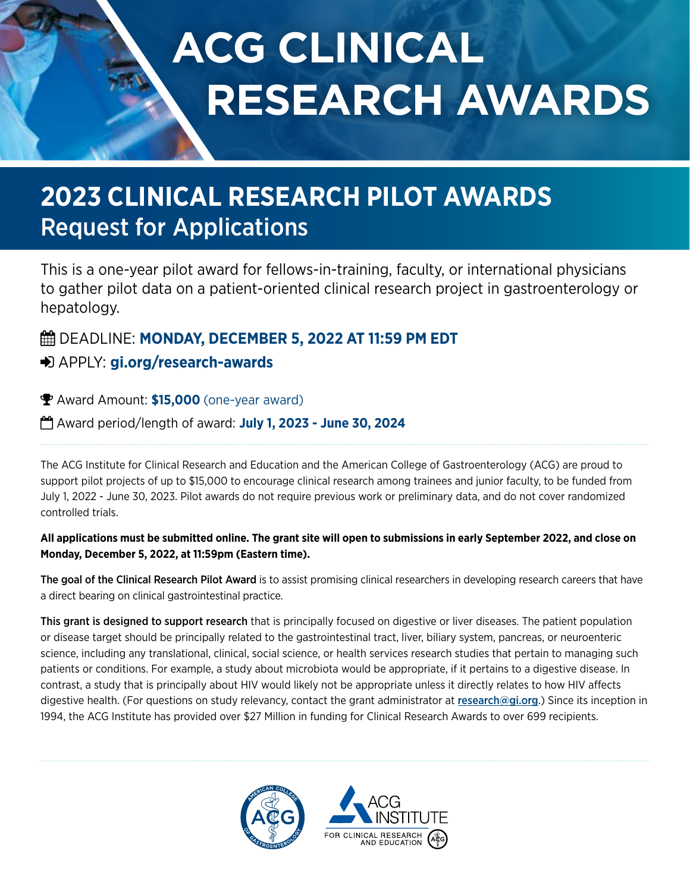# ACG CLINICAL RESEARCH AWARDS

## 2023 CLINICAL RESEARCH PILOT AWARDS
Request for Applications

This is a one-year pilot award for fellows-in-training, faculty, or international physicians to gather pilot data on a patient-oriented clinical research project in gastroenterology or hepatology.

DEADLINE: **MONDAY, DECEMBER 5, 2022 AT 11:59 PM EDT**

APPLY: **gi.org/research-awards**

Award Amount: **$15,000** (one-year award)

Award period/length of award: **July 1, 2023 - June 30, 2024**

---

The ACG Institute for Clinical Research and Education and the American College of Gastroenterology (ACG) are proud to support pilot projects of up to $15,000 to encourage clinical research among trainees and junior faculty, to be funded from July 1, 2022 - June 30, 2023. Pilot awards do not require previous work or preliminary data, and do not cover randomized controlled trials.

**All applications must be submitted online. The grant site will open to submissions in early September 2022, and close on Monday, December 5, 2022, at 11:59pm (Eastern time).**

The goal of the Clinical Research Pilot Award is to assist promising clinical researchers in developing research careers that have a direct bearing on clinical gastrointestinal practice.

This grant is designed to support research that is principally focused on digestive or liver diseases. The patient population or disease target should be principally related to the gastrointestinal tract, liver, biliary system, pancreas, or neuroenteric science, including any translational, clinical, social science, or health services research studies that pertain to managing such patients or conditions. For example, a study about microbiota would be appropriate, if it pertains to a digestive disease. In contrast, a study that is principally about HIV would likely not be appropriate unless it directly relates to how HIV affects digestive health. (For questions on study relevancy, contact the grant administrator at research@gi.org.) Since its inception in 1994, the ACG Institute has provided over $27 Million in funding for Clinical Research Awards to over 699 recipients.

---

ACG INSTITUTE FOR CLINICAL RESEARCH AND EDUCATION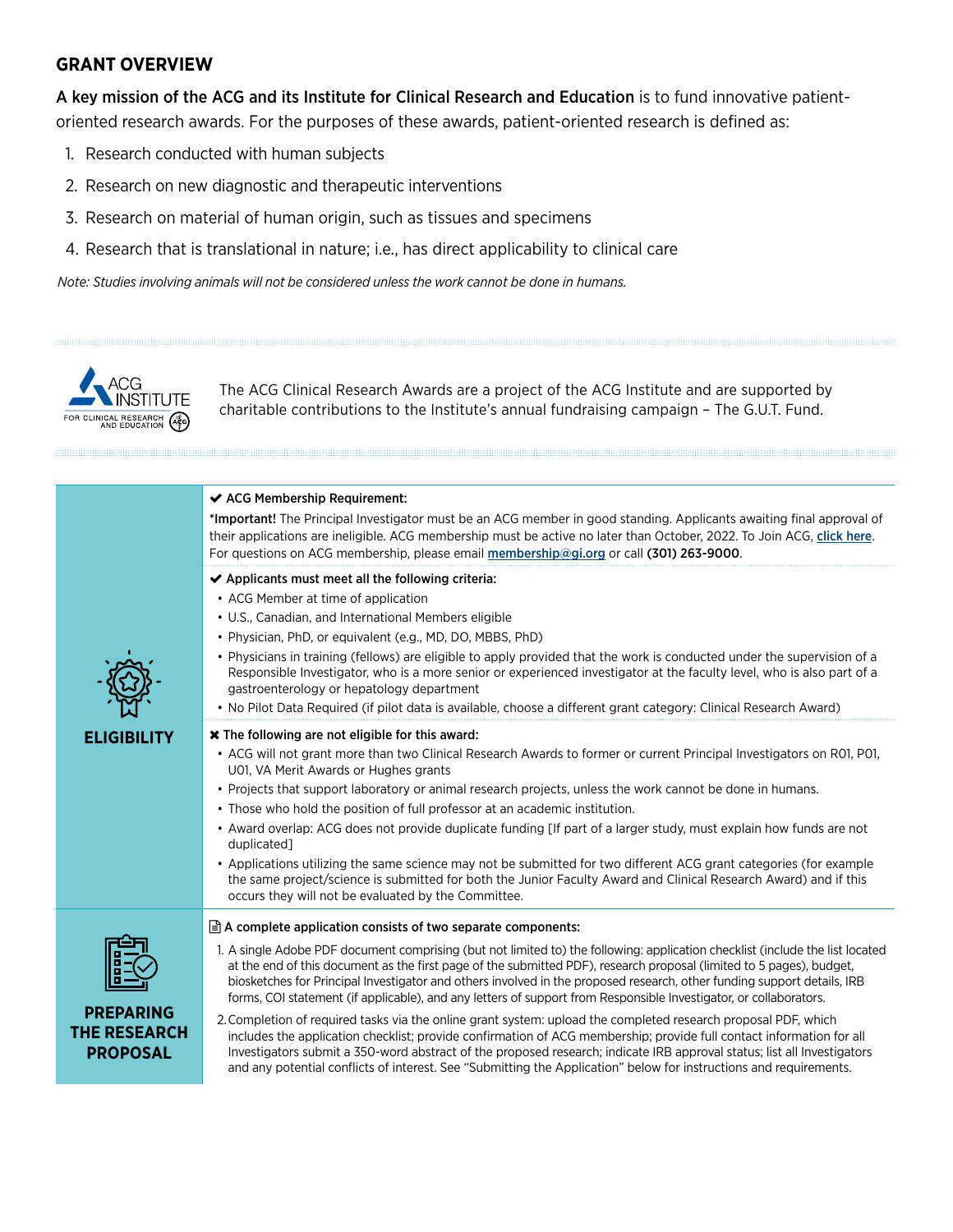## GRANT OVERVIEW

**A key mission of the ACG and its Institute for Clinical Research and Education** is to fund innovative patient-oriented research awards. For the purposes of these awards, patient-oriented research is defined as:

1. Research conducted with human subjects
2. Research on new diagnostic and therapeutic interventions
3. Research on material of human origin, such as tissues and specimens
4. Research that is translational in nature; i.e., has direct applicability to clinical care

*Note: Studies involving animals will not be considered unless the work cannot be done in humans.*

ACG INSTITUTE FOR CLINICAL RESEARCH AND EDUCATION

The ACG Clinical Research Awards are a project of the ACG Institute and are supported by charitable contributions to the Institute's annual fundraising campaign – The G.U.T. Fund.

### ELIGIBILITY

**✔ ACG Membership Requirement:**

*__Important!__ The Principal Investigator must be an ACG member in good standing. Applicants awaiting final approval of their applications are ineligible. ACG membership must be active no later than October, 2022. To Join ACG, **click here**. For questions on ACG membership, please email **membership@gi.org** or call **(301) 263-9000**.

**✔ Applicants must meet all the following criteria:**

- ACG Member at time of application
- U.S., Canadian, and International Members eligible
- Physician, PhD, or equivalent (e.g., MD, DO, MBBS, PhD)
- Physicians in training (fellows) are eligible to apply provided that the work is conducted under the supervision of a Responsible Investigator, who is a more senior or experienced investigator at the faculty level, who is also part of a gastroenterology or hepatology department
- No Pilot Data Required (if pilot data is available, choose a different grant category: Clinical Research Award)

**✖ The following are not eligible for this award:**

- ACG will not grant more than two Clinical Research Awards to former or current Principal Investigators on R01, P01, U01, VA Merit Awards or Hughes grants
- Projects that support laboratory or animal research projects, unless the work cannot be done in humans.
- Those who hold the position of full professor at an academic institution.
- Award overlap: ACG does not provide duplicate funding [If part of a larger study, must explain how funds are not duplicated]
- Applications utilizing the same science may not be submitted for two different ACG grant categories (for example the same project/science is submitted for both the Junior Faculty Award and Clinical Research Award) and if this occurs they will not be evaluated by the Committee.

### PREPARING THE RESEARCH PROPOSAL

**A complete application consists of two separate components:**

1. A single Adobe PDF document comprising (but not limited to) the following: application checklist (include the list located at the end of this document as the first page of the submitted PDF), research proposal (limited to 5 pages), budget, biosketches for Principal Investigator and others involved in the proposed research, other funding support details, IRB forms, COI statement (if applicable), and any letters of support from Responsible Investigator, or collaborators.
2. Completion of required tasks via the online grant system: upload the completed research proposal PDF, which includes the application checklist; provide confirmation of ACG membership; provide full contact information for all Investigators submit a 350-word abstract of the proposed research; indicate IRB approval status; list all Investigators and any potential conflicts of interest. See "Submitting the Application" below for instructions and requirements.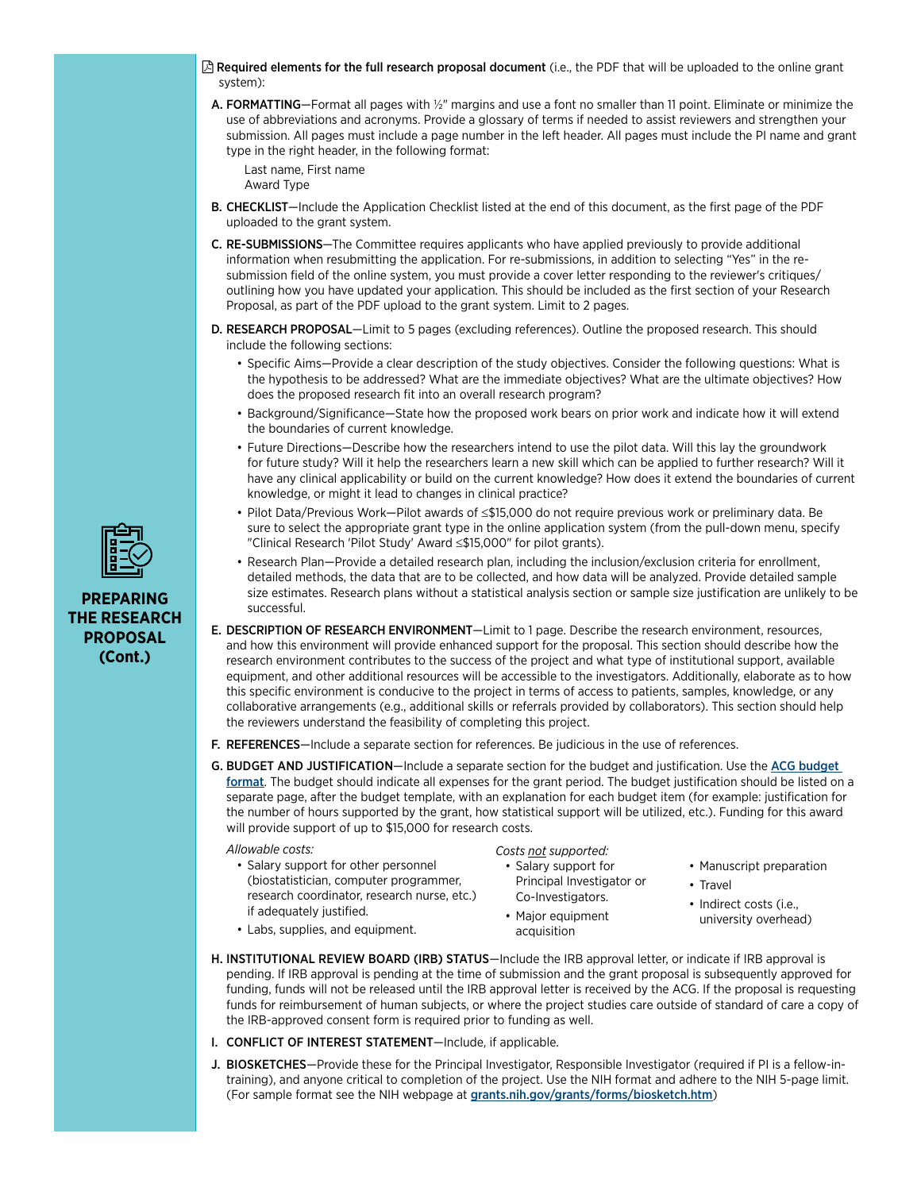## PREPARING THE RESEARCH PROPOSAL (Cont.)

**Required elements for the full research proposal document** (i.e., the PDF that will be uploaded to the online grant system):

**A. FORMATTING**—Format all pages with ½" margins and use a font no smaller than 11 point. Eliminate or minimize the use of abbreviations and acronyms. Provide a glossary of terms if needed to assist reviewers and strengthen your submission. All pages must include a page number in the left header. All pages must include the PI name and grant type in the right header, in the following format:

Last name, First name
Award Type

**B. CHECKLIST**—Include the Application Checklist listed at the end of this document, as the first page of the PDF uploaded to the grant system.

**C. RE-SUBMISSIONS**—The Committee requires applicants who have applied previously to provide additional information when resubmitting the application. For re-submissions, in addition to selecting "Yes" in the re-submission field of the online system, you must provide a cover letter responding to the reviewer's critiques/ outlining how you have updated your application. This should be included as the first section of your Research Proposal, as part of the PDF upload to the grant system. Limit to 2 pages.

**D. RESEARCH PROPOSAL**—Limit to 5 pages (excluding references). Outline the proposed research. This should include the following sections:

- Specific Aims—Provide a clear description of the study objectives. Consider the following questions: What is the hypothesis to be addressed? What are the immediate objectives? What are the ultimate objectives? How does the proposed research fit into an overall research program?
- Background/Significance—State how the proposed work bears on prior work and indicate how it will extend the boundaries of current knowledge.
- Future Directions—Describe how the researchers intend to use the pilot data. Will this lay the groundwork for future study? Will it help the researchers learn a new skill which can be applied to further research? Will it have any clinical applicability or build on the current knowledge? How does it extend the boundaries of current knowledge, or might it lead to changes in clinical practice?
- Pilot Data/Previous Work—Pilot awards of ≤$15,000 do not require previous work or preliminary data. Be sure to select the appropriate grant type in the online application system (from the pull-down menu, specify "Clinical Research 'Pilot Study' Award ≤$15,000" for pilot grants).
- Research Plan—Provide a detailed research plan, including the inclusion/exclusion criteria for enrollment, detailed methods, the data that are to be collected, and how data will be analyzed. Provide detailed sample size estimates. Research plans without a statistical analysis section or sample size justification are unlikely to be successful.

**E. DESCRIPTION OF RESEARCH ENVIRONMENT**—Limit to 1 page. Describe the research environment, resources, and how this environment will provide enhanced support for the proposal. This section should describe how the research environment contributes to the success of the project and what type of institutional support, available equipment, and other additional resources will be accessible to the investigators. Additionally, elaborate as to how this specific environment is conducive to the project in terms of access to patients, samples, knowledge, or any collaborative arrangements (e.g., additional skills or referrals provided by collaborators). This section should help the reviewers understand the feasibility of completing this project.

**F. REFERENCES**—Include a separate section for references. Be judicious in the use of references.

**G. BUDGET AND JUSTIFICATION**—Include a separate section for the budget and justification. Use the ACG budget format. The budget should indicate all expenses for the grant period. The budget justification should be listed on a separate page, after the budget template, with an explanation for each budget item (for example: justification for the number of hours supported by the grant, how statistical support will be utilized, etc.). Funding for this award will provide support of up to $15,000 for research costs.

*Allowable costs:*

- Salary support for other personnel (biostatistician, computer programmer, research coordinator, research nurse, etc.) if adequately justified.
- Labs, supplies, and equipment.

*Costs not supported:*

- Salary support for Principal Investigator or Co-Investigators.
- Major equipment acquisition
- Manuscript preparation
- Travel
- Indirect costs (i.e., university overhead)

**H. INSTITUTIONAL REVIEW BOARD (IRB) STATUS**—Include the IRB approval letter, or indicate if IRB approval is pending. If IRB approval is pending at the time of submission and the grant proposal is subsequently approved for funding, funds will not be released until the IRB approval letter is received by the ACG. If the proposal is requesting funds for reimbursement of human subjects, or where the project studies care outside of standard of care a copy of the IRB-approved consent form is required prior to funding as well.

**I. CONFLICT OF INTEREST STATEMENT**—Include, if applicable.

**J. BIOSKETCHES**—Provide these for the Principal Investigator, Responsible Investigator (required if PI is a fellow-in-training), and anyone critical to completion of the project. Use the NIH format and adhere to the NIH 5-page limit. (For sample format see the NIH webpage at grants.nih.gov/grants/forms/biosketch.htm)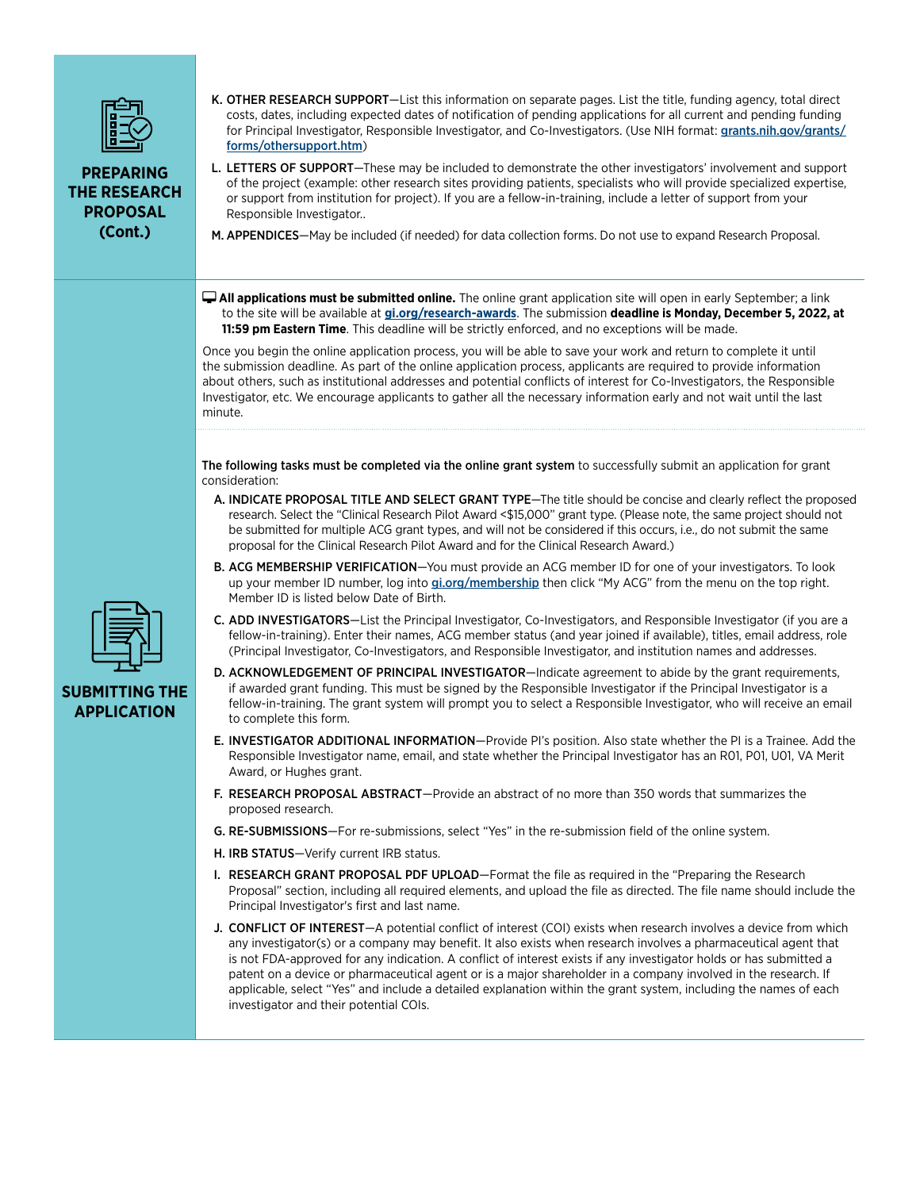## PREPARING THE RESEARCH PROPOSAL (Cont.)

**K. OTHER RESEARCH SUPPORT**—List this information on separate pages. List the title, funding agency, total direct costs, dates, including expected dates of notification of pending applications for all current and pending funding for Principal Investigator, Responsible Investigator, and Co-Investigators. (Use NIH format: grants.nih.gov/grants/forms/othersupport.htm)

**L. LETTERS OF SUPPORT**—These may be included to demonstrate the other investigators' involvement and support of the project (example: other research sites providing patients, specialists who will provide specialized expertise, or support from institution for project). If you are a fellow-in-training, include a letter of support from your Responsible Investigator..

**M. APPENDICES**—May be included (if needed) for data collection forms. Do not use to expand Research Proposal.

## SUBMITTING THE APPLICATION

**All applications must be submitted online.** The online grant application site will open in early September; a link to the site will be available at **gi.org/research-awards**. The submission **deadline is Monday, December 5, 2022, at 11:59 pm Eastern Time**. This deadline will be strictly enforced, and no exceptions will be made.

Once you begin the online application process, you will be able to save your work and return to complete it until the submission deadline. As part of the online application process, applicants are required to provide information about others, such as institutional addresses and potential conflicts of interest for Co-Investigators, the Responsible Investigator, etc. We encourage applicants to gather all the necessary information early and not wait until the last minute.

**The following tasks must be completed via the online grant system** to successfully submit an application for grant consideration:

**A. INDICATE PROPOSAL TITLE AND SELECT GRANT TYPE**—The title should be concise and clearly reflect the proposed research. Select the "Clinical Research Pilot Award <$15,000" grant type. (Please note, the same project should not be submitted for multiple ACG grant types, and will not be considered if this occurs, i.e., do not submit the same proposal for the Clinical Research Pilot Award and for the Clinical Research Award.)

**B. ACG MEMBERSHIP VERIFICATION**—You must provide an ACG member ID for one of your investigators. To look up your member ID number, log into **gi.org/membership** then click "My ACG" from the menu on the top right. Member ID is listed below Date of Birth.

**C. ADD INVESTIGATORS**—List the Principal Investigator, Co-Investigators, and Responsible Investigator (if you are a fellow-in-training). Enter their names, ACG member status (and year joined if available), titles, email address, role (Principal Investigator, Co-Investigators, and Responsible Investigator, and institution names and addresses.

**D. ACKNOWLEDGEMENT OF PRINCIPAL INVESTIGATOR**—Indicate agreement to abide by the grant requirements, if awarded grant funding. This must be signed by the Responsible Investigator if the Principal Investigator is a fellow-in-training. The grant system will prompt you to select a Responsible Investigator, who will receive an email to complete this form.

**E. INVESTIGATOR ADDITIONAL INFORMATION**—Provide PI's position. Also state whether the PI is a Trainee. Add the Responsible Investigator name, email, and state whether the Principal Investigator has an R01, P01, U01, VA Merit Award, or Hughes grant.

**F. RESEARCH PROPOSAL ABSTRACT**—Provide an abstract of no more than 350 words that summarizes the proposed research.

**G. RE-SUBMISSIONS**—For re-submissions, select "Yes" in the re-submission field of the online system.

**H. IRB STATUS**—Verify current IRB status.

**I. RESEARCH GRANT PROPOSAL PDF UPLOAD**—Format the file as required in the "Preparing the Research Proposal" section, including all required elements, and upload the file as directed. The file name should include the Principal Investigator's first and last name.

**J. CONFLICT OF INTEREST**—A potential conflict of interest (COI) exists when research involves a device from which any investigator(s) or a company may benefit. It also exists when research involves a pharmaceutical agent that is not FDA-approved for any indication. A conflict of interest exists if any investigator holds or has submitted a patent on a device or pharmaceutical agent or is a major shareholder in a company involved in the research. If applicable, select "Yes" and include a detailed explanation within the grant system, including the names of each investigator and their potential COIs.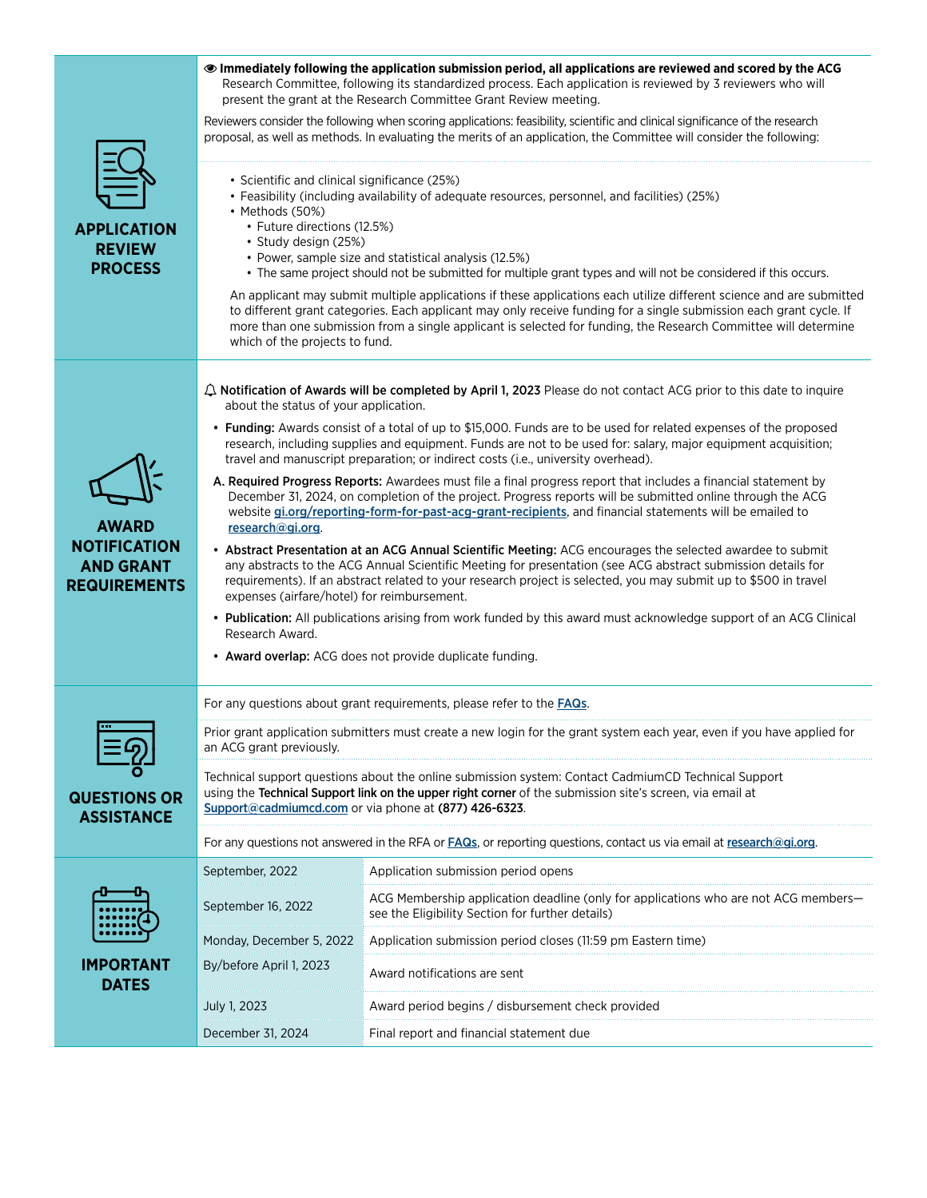## APPLICATION REVIEW PROCESS

**Immediately following the application submission period, all applications are reviewed and scored by the ACG** Research Committee, following its standardized process. Each application is reviewed by 3 reviewers who will present the grant at the Research Committee Grant Review meeting.

Reviewers consider the following when scoring applications: feasibility, scientific and clinical significance of the research proposal, as well as methods. In evaluating the merits of an application, the Committee will consider the following:

- Scientific and clinical significance (25%)
- Feasibility (including availability of adequate resources, personnel, and facilities) (25%)
- Methods (50%)
  - Future directions (12.5%)
  - Study design (25%)
  - Power, sample size and statistical analysis (12.5%)
  - The same project should not be submitted for multiple grant types and will not be considered if this occurs.

An applicant may submit multiple applications if these applications each utilize different science and are submitted to different grant categories. Each applicant may only receive funding for a single submission each grant cycle. If more than one submission from a single applicant is selected for funding, the Research Committee will determine which of the projects to fund.

## AWARD NOTIFICATION AND GRANT REQUIREMENTS

**Notification of Awards will be completed by April 1, 2023** Please do not contact ACG prior to this date to inquire about the status of your application.

- **Funding:** Awards consist of a total of up to $15,000. Funds are to be used for related expenses of the proposed research, including supplies and equipment. Funds are not to be used for: salary, major equipment acquisition; travel and manuscript preparation; or indirect costs (i.e., university overhead).

A. **Required Progress Reports:** Awardees must file a final progress report that includes a financial statement by December 31, 2024, on completion of the project. Progress reports will be submitted online through the ACG website gi.org/reporting-form-for-past-acg-grant-recipients, and financial statements will be emailed to research@gi.org.

- **Abstract Presentation at an ACG Annual Scientific Meeting:** ACG encourages the selected awardee to submit any abstracts to the ACG Annual Scientific Meeting for presentation (see ACG abstract submission details for requirements). If an abstract related to your research project is selected, you may submit up to $500 in travel expenses (airfare/hotel) for reimbursement.
- **Publication:** All publications arising from work funded by this award must acknowledge support of an ACG Clinical Research Award.
- **Award overlap:** ACG does not provide duplicate funding.

## QUESTIONS OR ASSISTANCE

For any questions about grant requirements, please refer to the FAQs.

Prior grant application submitters must create a new login for the grant system each year, even if you have applied for an ACG grant previously.

Technical support questions about the online submission system: Contact CadmiumCD Technical Support using the **Technical Support link on the upper right corner** of the submission site's screen, via email at Support@cadmiumcd.com or via phone at **(877) 426-6323**.

For any questions not answered in the RFA or FAQs, or reporting questions, contact us via email at research@gi.org.

## IMPORTANT DATES

| Date | Event |
|---|---|
| September, 2022 | Application submission period opens |
| September 16, 2022 | ACG Membership application deadline (only for applications who are not ACG members—see the Eligibility Section for further details) |
| Monday, December 5, 2022 | Application submission period closes (11:59 pm Eastern time) |
| By/before April 1, 2023 | Award notifications are sent |
| July 1, 2023 | Award period begins / disbursement check provided |
| December 31, 2024 | Final report and financial statement due |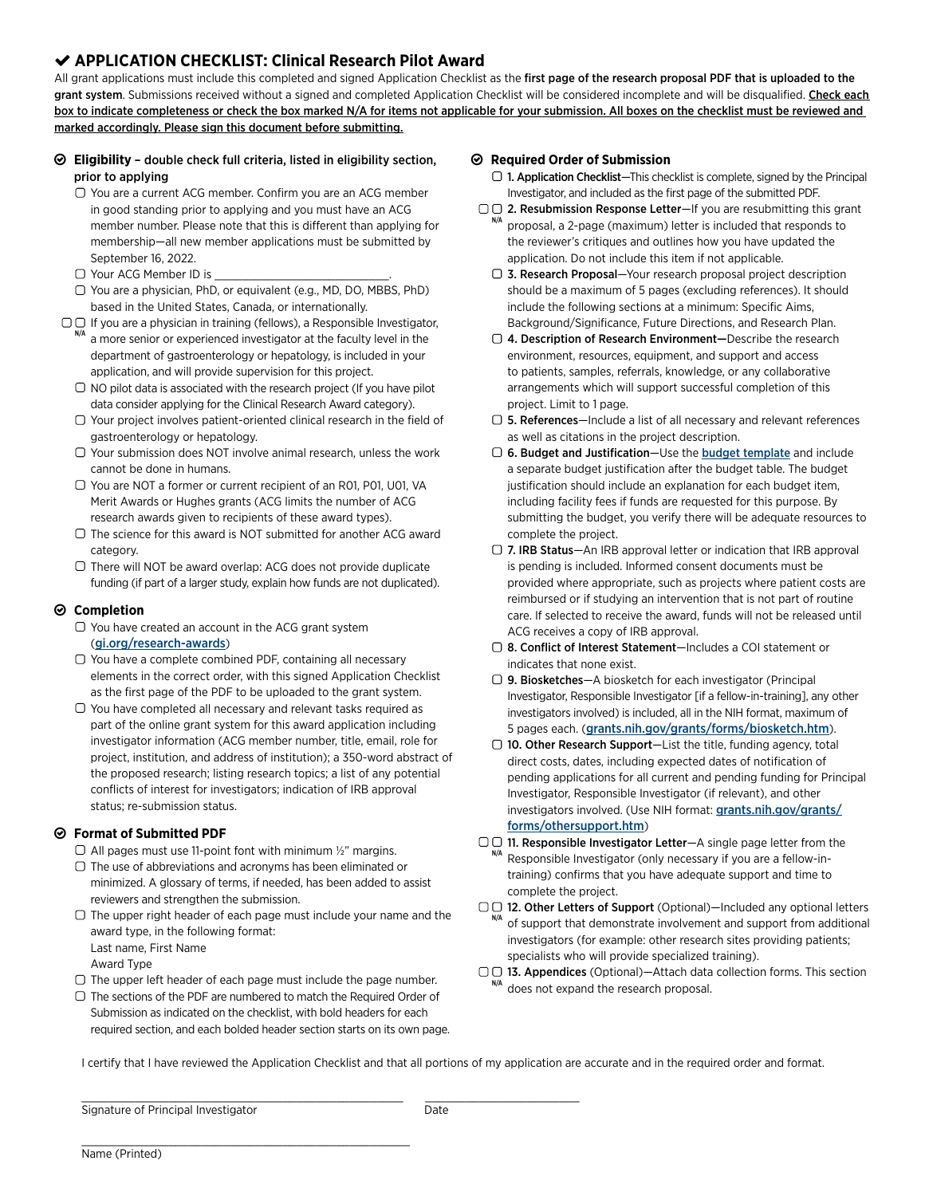# ✔ APPLICATION CHECKLIST: Clinical Research Pilot Award

All grant applications must include this completed and signed Application Checklist as the **first page of the research proposal PDF that is uploaded to the grant system**. Submissions received without a signed and completed Application Checklist will be considered incomplete and will be disqualified. **Check each box to indicate completeness or check the box marked N/A for items not applicable for your submission. All boxes on the checklist must be reviewed and marked accordingly. Please sign this document before submitting.**

## Eligibility – double check full criteria, listed in eligibility section, prior to applying

- ☐ You are a current ACG member. Confirm you are an ACG member in good standing prior to applying and you must have an ACG member number. Please note that this is different than applying for membership—all new member applications must be submitted by September 16, 2022.
- ☐ Your ACG Member ID is ____________________________.
- ☐ You are a physician, PhD, or equivalent (e.g., MD, DO, MBBS, PhD) based in the United States, Canada, or internationally.
- ☐ ☐ N/A If you are a physician in training (fellows), a Responsible Investigator, a more senior or experienced investigator at the faculty level in the department of gastroenterology or hepatology, is included in your application, and will provide supervision for this project.
- ☐ NO pilot data is associated with the research project (If you have pilot data consider applying for the Clinical Research Award category).
- ☐ Your project involves patient-oriented clinical research in the field of gastroenterology or hepatology.
- ☐ Your submission does NOT involve animal research, unless the work cannot be done in humans.
- ☐ You are NOT a former or current recipient of an R01, P01, U01, VA Merit Awards or Hughes grants (ACG limits the number of ACG research awards given to recipients of these award types).
- ☐ The science for this award is NOT submitted for another ACG award category.
- ☐ There will NOT be award overlap: ACG does not provide duplicate funding (if part of a larger study, explain how funds are not duplicated).

## Completion

- ☐ You have created an account in the ACG grant system (gi.org/research-awards)
- ☐ You have a complete combined PDF, containing all necessary elements in the correct order, with this signed Application Checklist as the first page of the PDF to be uploaded to the grant system.
- ☐ You have completed all necessary and relevant tasks required as part of the online grant system for this award application including investigator information (ACG member number, title, email, role for project, institution, and address of institution); a 350-word abstract of the proposed research; listing research topics; a list of any potential conflicts of interest for investigators; indication of IRB approval status; re-submission status.

## Format of Submitted PDF

- ☐ All pages must use 11-point font with minimum ½" margins.
- ☐ The use of abbreviations and acronyms has been eliminated or minimized. A glossary of terms, if needed, has been added to assist reviewers and strengthen the submission.
- ☐ The upper right header of each page must include your name and the award type, in the following format:
  Last name, First Name
  Award Type
- ☐ The upper left header of each page must include the page number.
- ☐ The sections of the PDF are numbered to match the Required Order of Submission as indicated on the checklist, with bold headers for each required section, and each bolded header section starts on its own page.

## Required Order of Submission

- ☐ **1. Application Checklist**—This checklist is complete, signed by the Principal Investigator, and included as the first page of the submitted PDF.
- ☐ ☐ N/A **2. Resubmission Response Letter**—If you are resubmitting this grant proposal, a 2-page (maximum) letter is included that responds to the reviewer's critiques and outlines how you have updated the application. Do not include this item if not applicable.
- ☐ **3. Research Proposal**—Your research proposal project description should be a maximum of 5 pages (excluding references). It should include the following sections at a minimum: Specific Aims, Background/Significance, Future Directions, and Research Plan.
- ☐ **4. Description of Research Environment—**Describe the research environment, resources, equipment, and support and access to patients, samples, referrals, knowledge, or any collaborative arrangements which will support successful completion of this project. Limit to 1 page.
- ☐ **5. References**—Include a list of all necessary and relevant references as well as citations in the project description.
- ☐ **6. Budget and Justification**—Use the budget template and include a separate budget justification after the budget table. The budget justification should include an explanation for each budget item, including facility fees if funds are requested for this purpose. By submitting the budget, you verify there will be adequate resources to complete the project.
- ☐ **7. IRB Status**—An IRB approval letter or indication that IRB approval is pending is included. Informed consent documents must be provided where appropriate, such as projects where patient costs are reimbursed or if studying an intervention that is not part of routine care. If selected to receive the award, funds will not be released until ACG receives a copy of IRB approval.
- ☐ **8. Conflict of Interest Statement**—Includes a COI statement or indicates that none exist.
- ☐ **9. Biosketches**—A biosketch for each investigator (Principal Investigator, Responsible Investigator [if a fellow-in-training], any other investigators involved) is included, all in the NIH format, maximum of 5 pages each. (grants.nih.gov/grants/forms/biosketch.htm).
- ☐ **10. Other Research Support**—List the title, funding agency, total direct costs, dates, including expected dates of notification of pending applications for all current and pending funding for Principal Investigator, Responsible Investigator (if relevant), and other investigators involved. (Use NIH format: grants.nih.gov/grants/forms/othersupport.htm)
- ☐ ☐ N/A **11. Responsible Investigator Letter**—A single page letter from the Responsible Investigator (only necessary if you are a fellow-in-training) confirms that you have adequate support and time to complete the project.
- ☐ ☐ N/A **12. Other Letters of Support** (Optional)—Included any optional letters of support that demonstrate involvement and support from additional investigators (for example: other research sites providing patients; specialists who will provide specialized training).
- ☐ ☐ N/A **13. Appendices** (Optional)—Attach data collection forms. This section does not expand the research proposal.

I certify that I have reviewed the Application Checklist and that all portions of my application are accurate and in the required order and format.

______________________________________________ ______________________

Signature of Principal Investigator Date

______________________________________________

Name (Printed)